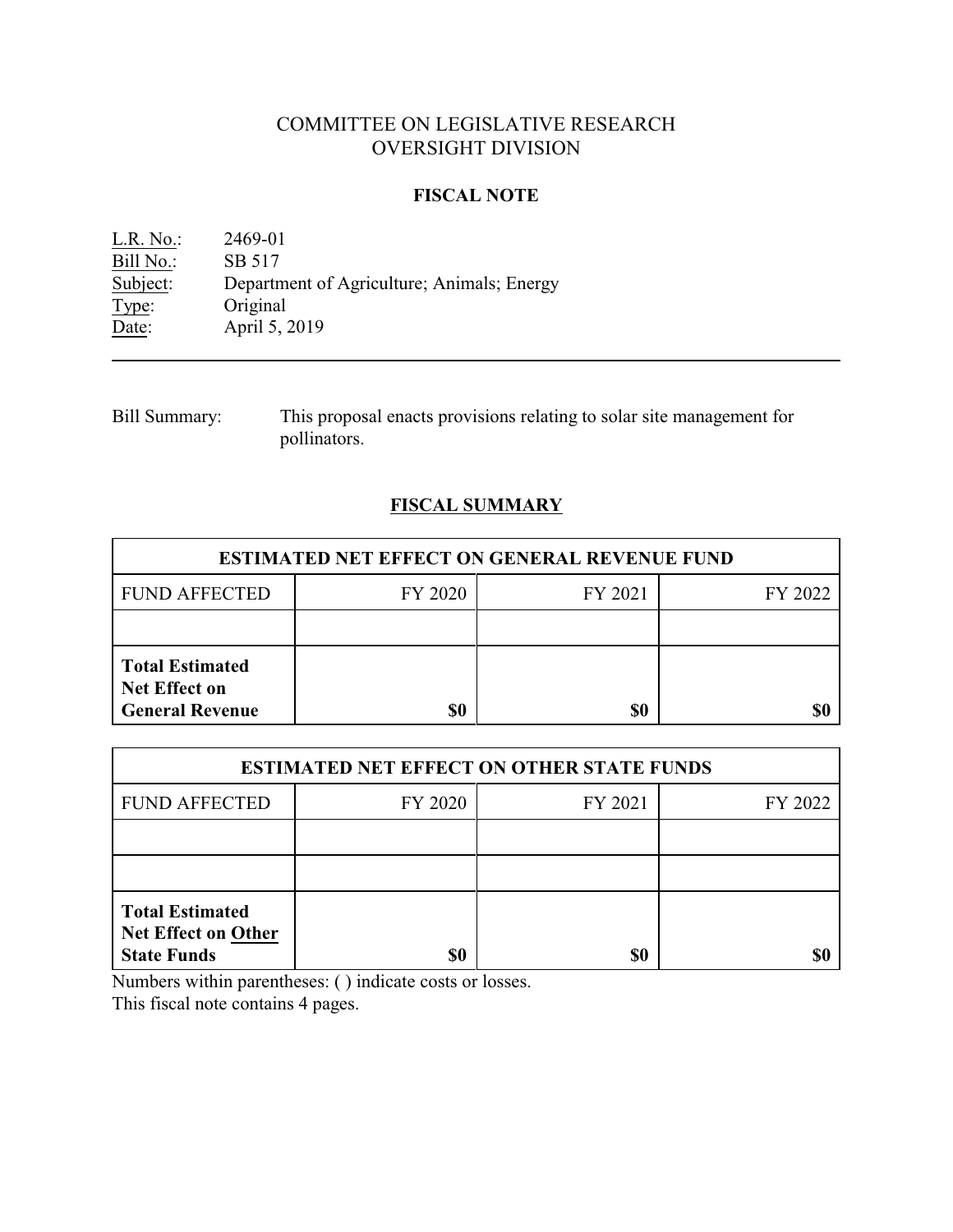COMMITTEE ON LEGISLATIVE RESEARCH
OVERSIGHT DIVISION

**FISCAL NOTE**

L.R. No.: 2469-01
Bill No.: SB 517
Subject: Department of Agriculture; Animals; Energy
Type: Original
Date: April 5, 2019

---

Bill Summary: This proposal enacts provisions relating to solar site management for pollinators.

## FISCAL SUMMARY

| ESTIMATED NET EFFECT ON GENERAL REVENUE FUND | | | |
|---|---|---|---|
| FUND AFFECTED | FY 2020 | FY 2021 | FY 2022 |
| | | | |
| **Total Estimated Net Effect on General Revenue** | **$0** | **$0** | **$0** |

| ESTIMATED NET EFFECT ON OTHER STATE FUNDS | | | |
|---|---|---|---|
| FUND AFFECTED | FY 2020 | FY 2021 | FY 2022 |
| | | | |
| | | | |
| **Total Estimated Net Effect on Other State Funds** | **$0** | **$0** | **$0** |

Numbers within parentheses: ( ) indicate costs or losses.
This fiscal note contains 4 pages.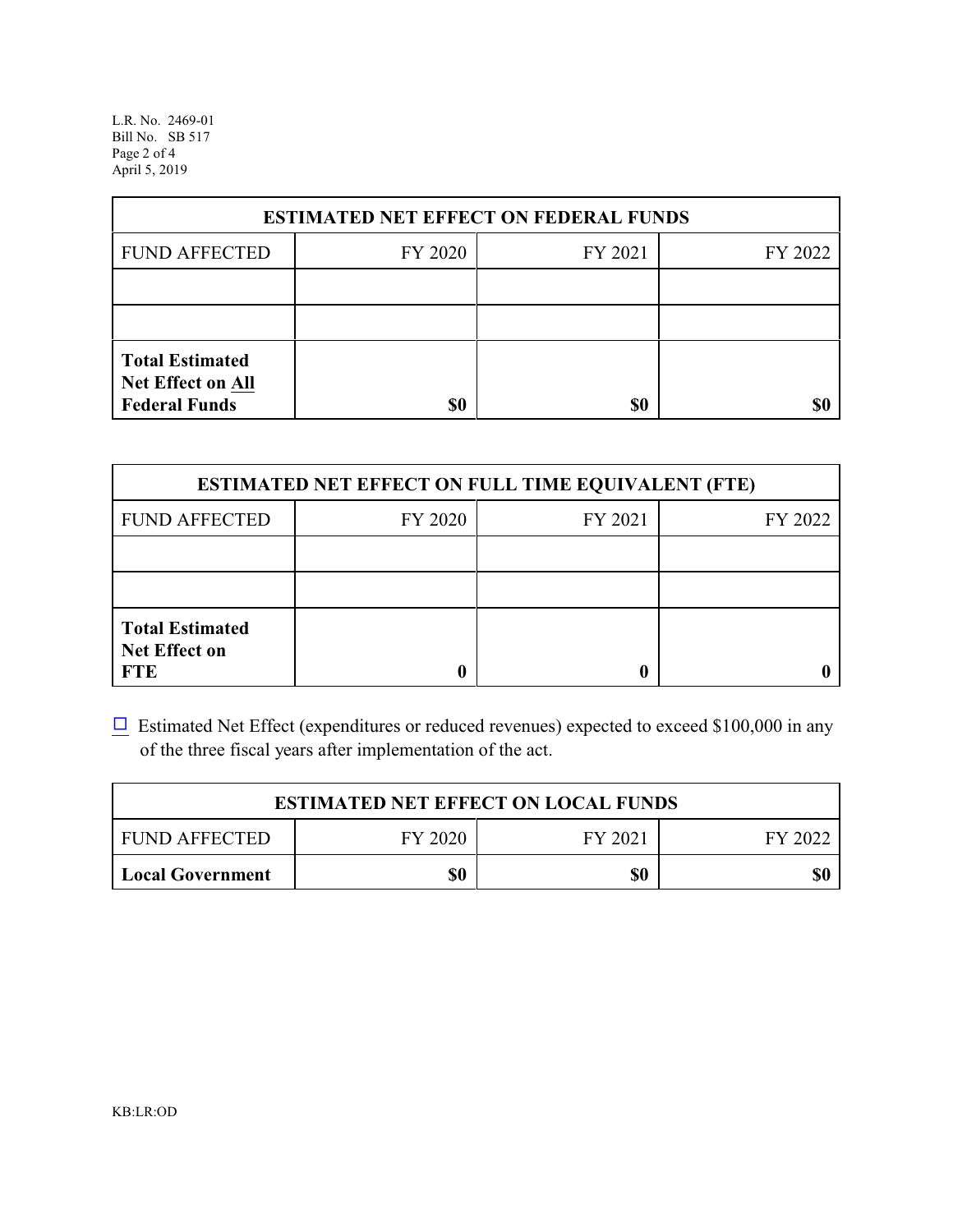| ESTIMATED NET EFFECT ON FEDERAL FUNDS | | | |
|---|---|---|---|
| FUND AFFECTED | FY 2020 | FY 2021 | FY 2022 |
| | | | |
| | | | |
| **Total Estimated Net Effect on All Federal Funds** | **$0** | **$0** | **$0** |

| ESTIMATED NET EFFECT ON FULL TIME EQUIVALENT (FTE) | | | |
|---|---|---|---|
| FUND AFFECTED | FY 2020 | FY 2021 | FY 2022 |
| | | | |
| | | | |
| **Total Estimated Net Effect on FTE** | **0** | **0** | **0** |

☐ Estimated Net Effect (expenditures or reduced revenues) expected to exceed $100,000 in any of the three fiscal years after implementation of the act.

| ESTIMATED NET EFFECT ON LOCAL FUNDS | | | |
|---|---|---|---|
| FUND AFFECTED | FY 2020 | FY 2021 | FY 2022 |
| **Local Government** | **$0** | **$0** | **$0** |

KB:LR:OD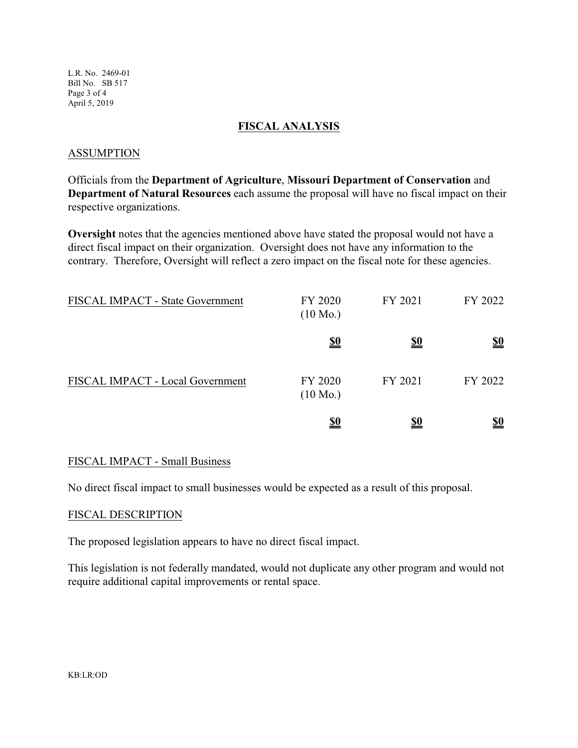## FISCAL ANALYSIS

### ASSUMPTION

Officials from the **Department of Agriculture**, **Missouri Department of Conservation** and **Department of Natural Resources** each assume the proposal will have no fiscal impact on their respective organizations.

**Oversight** notes that the agencies mentioned above have stated the proposal would not have a direct fiscal impact on their organization. Oversight does not have any information to the contrary. Therefore, Oversight will reflect a zero impact on the fiscal note for these agencies.

| FISCAL IMPACT - State Government | FY 2020 (10 Mo.) | FY 2021 | FY 2022 |
|---|---|---|---|
| | **$0** | **$0** | **$0** |

| FISCAL IMPACT - Local Government | FY 2020 (10 Mo.) | FY 2021 | FY 2022 |
|---|---|---|---|
| | **$0** | **$0** | **$0** |

### FISCAL IMPACT - Small Business

No direct fiscal impact to small businesses would be expected as a result of this proposal.

### FISCAL DESCRIPTION

The proposed legislation appears to have no direct fiscal impact.

This legislation is not federally mandated, would not duplicate any other program and would not require additional capital improvements or rental space.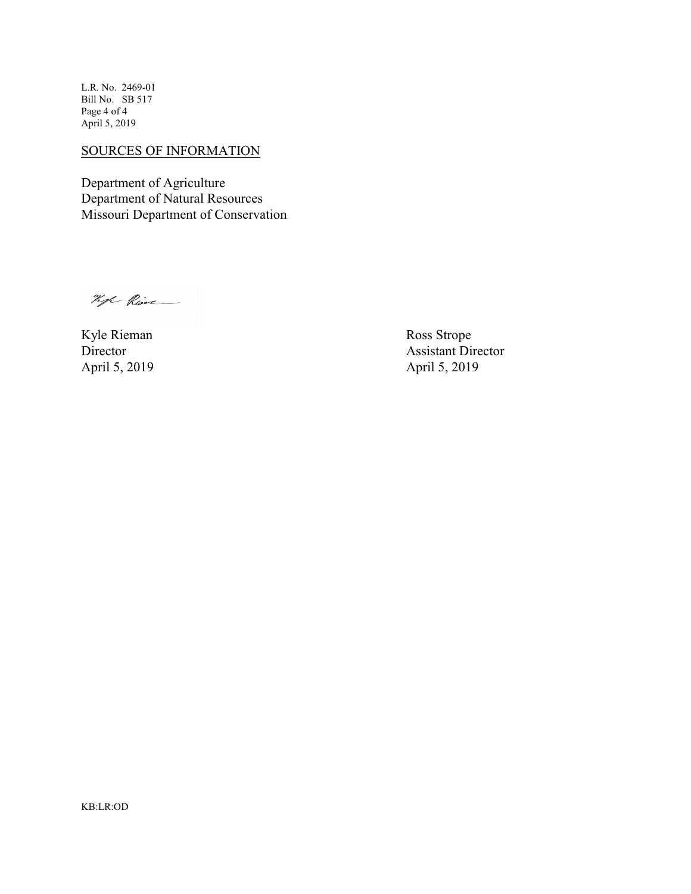## SOURCES OF INFORMATION

Department of Agriculture
Department of Natural Resources
Missouri Department of Conservation

Kyle Rieman
Director
April 5, 2019

Ross Strope
Assistant Director
April 5, 2019

KB:LR:OD